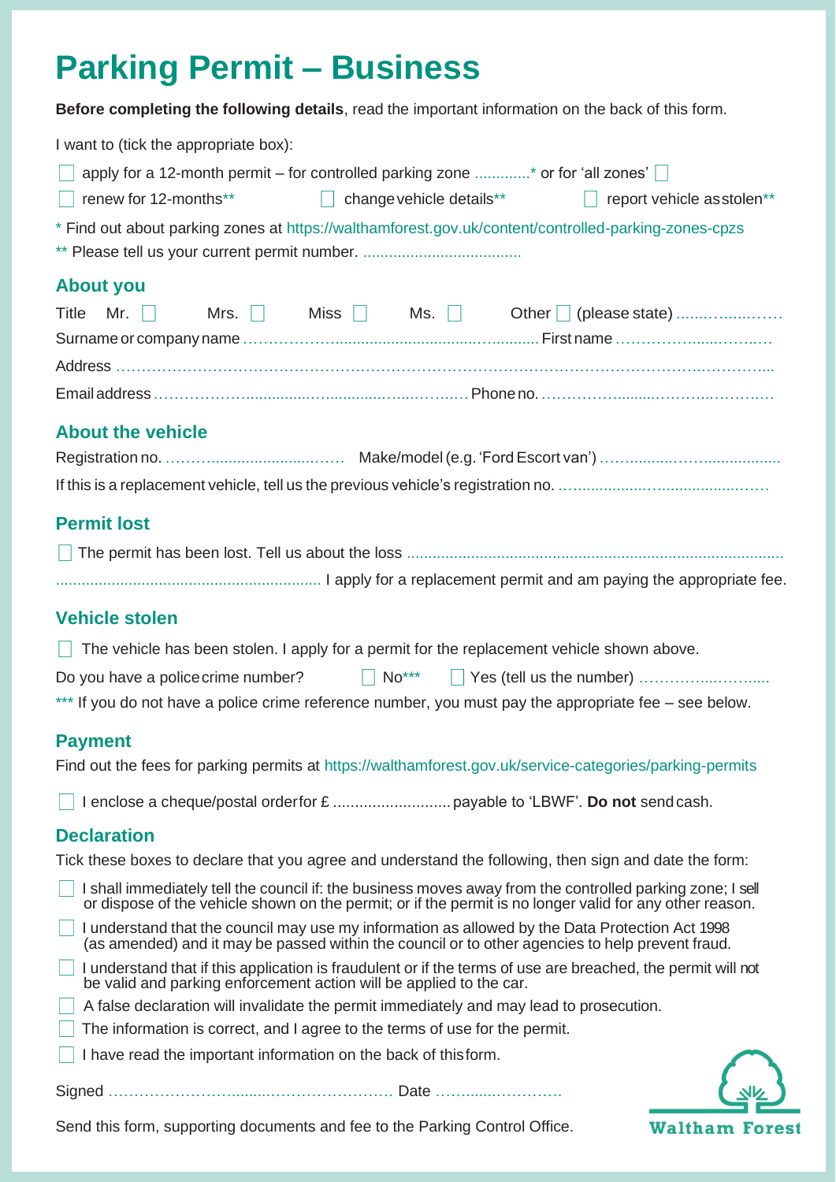# Parking Permit – Business

**Before completing the following details**, read the important information on the back of this form.

I want to (tick the appropriate box):

☐ apply for a 12-month permit – for controlled parking zone .............* or for 'all zones' ☐

☐ renew for 12-months** ☐ change vehicle details** ☐ report vehicle as stolen**

* Find out about parking zones at https://walthamforest.gov.uk/content/controlled-parking-zones-cpzs

** Please tell us your current permit number. ....................................

## About you

Title Mr. ☐ Mrs. ☐ Miss ☐ Ms. ☐ Other ☐ (please state) ......................

Surname or company name ................................................................ First name ................................

Address ....................................................................................................................................................

Email address ................................................................ Phone no. ................................................

## About the vehicle

Registration no. .................................. Make/model (e.g. 'Ford Escort van') ......................................

If this is a replacement vehicle, tell us the previous vehicle's registration no. ..........................................

## Permit lost

☐ The permit has been lost. Tell us about the loss ....................................................................................

............................................................ I apply for a replacement permit and am paying the appropriate fee.

## Vehicle stolen

☐ The vehicle has been stolen. I apply for a permit for the replacement vehicle shown above.

Do you have a police crime number? ☐ No*** ☐ Yes (tell us the number) ..............................

*** If you do not have a police crime reference number, you must pay the appropriate fee – see below.

## Payment

Find out the fees for parking permits at https://walthamforest.gov.uk/service-categories/parking-permits

☐ I enclose a cheque/postal order for £ .......................... payable to 'LBWF'. **Do not** send cash.

## Declaration

Tick these boxes to declare that you agree and understand the following, then sign and date the form:

☐ I shall immediately tell the council if: the business moves away from the controlled parking zone; I sell or dispose of the vehicle shown on the permit; or if the permit is no longer valid for any other reason.

☐ I understand that the council may use my information as allowed by the Data Protection Act 1998 (as amended) and it may be passed within the council or to other agencies to help prevent fraud.

☐ I understand that if this application is fraudulent or if the terms of use are breached, the permit will not be valid and parking enforcement action will be applied to the car.

☐ A false declaration will invalidate the permit immediately and may lead to prosecution.

☐ The information is correct, and I agree to the terms of use for the permit.

☐ I have read the important information on the back of this form.

Signed .................................................................. Date ..................................

Send this form, supporting documents and fee to the Parking Control Office.

Waltham Forest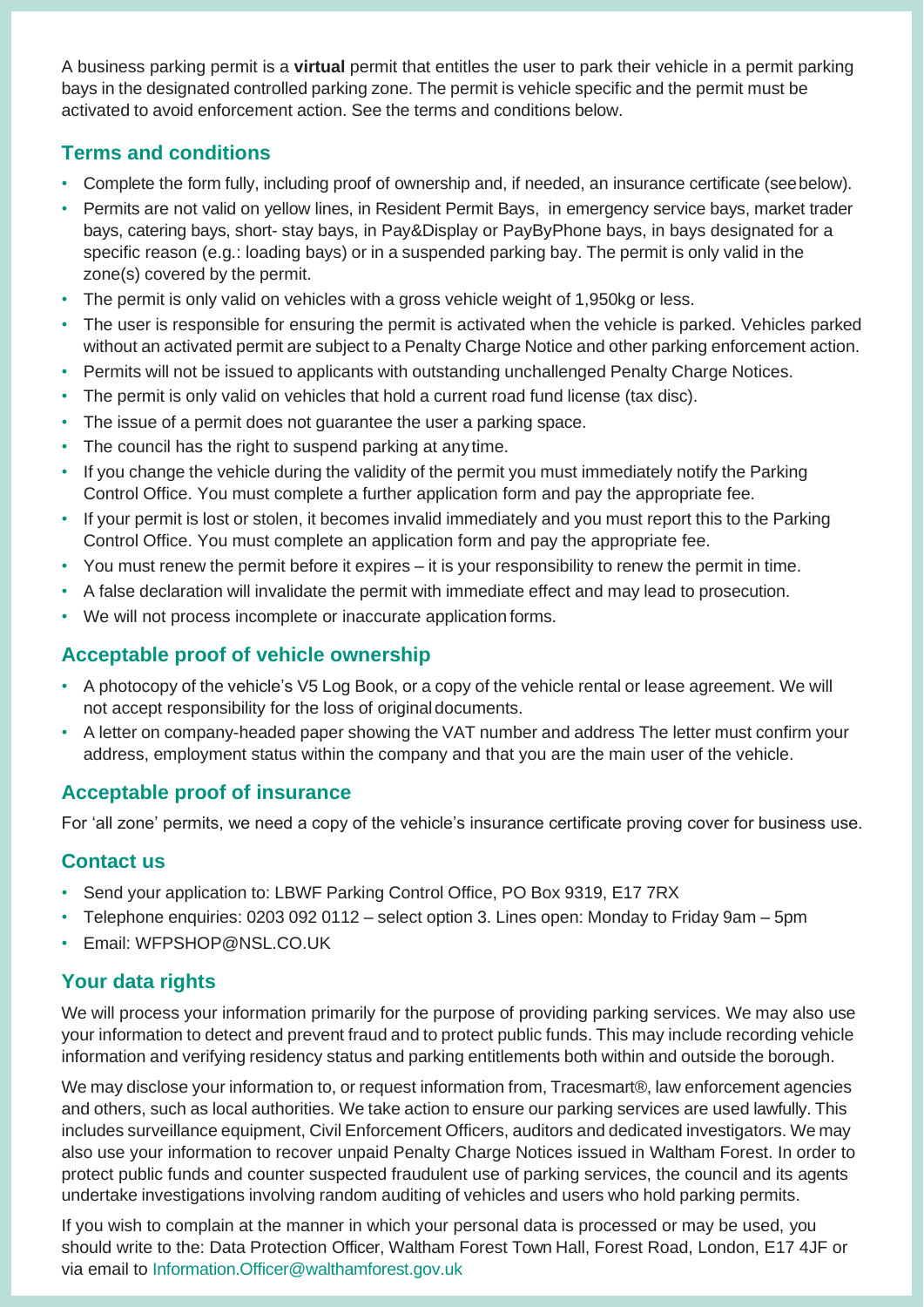A business parking permit is a **virtual** permit that entitles the user to park their vehicle in a permit parking bays in the designated controlled parking zone. The permit is vehicle specific and the permit must be activated to avoid enforcement action. See the terms and conditions below.

## Terms and conditions

- Complete the form fully, including proof of ownership and, if needed, an insurance certificate (see below).
- Permits are not valid on yellow lines, in Resident Permit Bays, in emergency service bays, market trader bays, catering bays, short- stay bays, in Pay&Display or PayByPhone bays, in bays designated for a specific reason (e.g.: loading bays) or in a suspended parking bay. The permit is only valid in the zone(s) covered by the permit.
- The permit is only valid on vehicles with a gross vehicle weight of 1,950kg or less.
- The user is responsible for ensuring the permit is activated when the vehicle is parked. Vehicles parked without an activated permit are subject to a Penalty Charge Notice and other parking enforcement action.
- Permits will not be issued to applicants with outstanding unchallenged Penalty Charge Notices.
- The permit is only valid on vehicles that hold a current road fund license (tax disc).
- The issue of a permit does not guarantee the user a parking space.
- The council has the right to suspend parking at any time.
- If you change the vehicle during the validity of the permit you must immediately notify the Parking Control Office. You must complete a further application form and pay the appropriate fee.
- If your permit is lost or stolen, it becomes invalid immediately and you must report this to the Parking Control Office. You must complete an application form and pay the appropriate fee.
- You must renew the permit before it expires – it is your responsibility to renew the permit in time.
- A false declaration will invalidate the permit with immediate effect and may lead to prosecution.
- We will not process incomplete or inaccurate application forms.

## Acceptable proof of vehicle ownership

- A photocopy of the vehicle's V5 Log Book, or a copy of the vehicle rental or lease agreement. We will not accept responsibility for the loss of original documents.
- A letter on company-headed paper showing the VAT number and address The letter must confirm your address, employment status within the company and that you are the main user of the vehicle.

## Acceptable proof of insurance

For 'all zone' permits, we need a copy of the vehicle's insurance certificate proving cover for business use.

## Contact us

- Send your application to: LBWF Parking Control Office, PO Box 9319, E17 7RX
- Telephone enquiries: 0203 092 0112 – select option 3. Lines open: Monday to Friday 9am – 5pm
- Email: WFPSHOP@NSL.CO.UK

## Your data rights

We will process your information primarily for the purpose of providing parking services. We may also use your information to detect and prevent fraud and to protect public funds. This may include recording vehicle information and verifying residency status and parking entitlements both within and outside the borough.

We may disclose your information to, or request information from, Tracesmart®, law enforcement agencies and others, such as local authorities. We take action to ensure our parking services are used lawfully. This includes surveillance equipment, Civil Enforcement Officers, auditors and dedicated investigators. We may also use your information to recover unpaid Penalty Charge Notices issued in Waltham Forest. In order to protect public funds and counter suspected fraudulent use of parking services, the council and its agents undertake investigations involving random auditing of vehicles and users who hold parking permits.

If you wish to complain at the manner in which your personal data is processed or may be used, you should write to the: Data Protection Officer, Waltham Forest Town Hall, Forest Road, London, E17 4JF or via email to Information.Officer@walthamforest.gov.uk